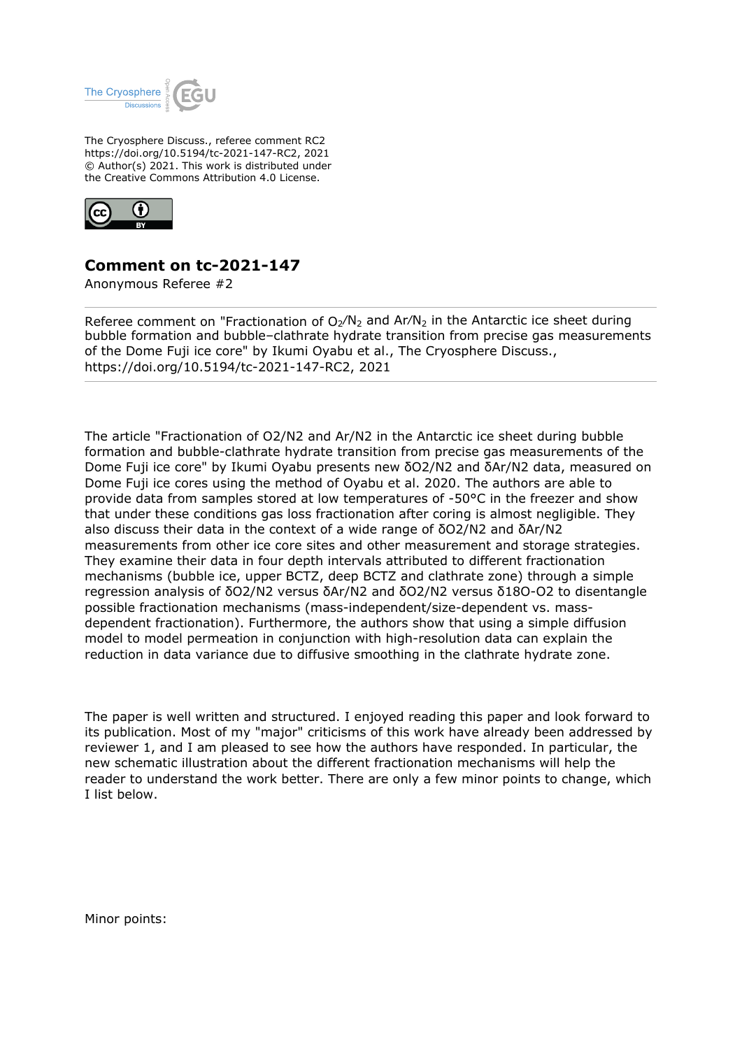The Cryosphere Discuss., referee comment RC2
https://doi.org/10.5194/tc-2021-147-RC2, 2021
© Author(s) 2021. This work is distributed under
the Creative Commons Attribution 4.0 License.

# Comment on tc-2021-147

Anonymous Referee #2

Referee comment on "Fractionation of $O_2/N_2$ and $Ar/N_2$ in the Antarctic ice sheet during bubble formation and bubble–clathrate hydrate transition from precise gas measurements of the Dome Fuji ice core" by Ikumi Oyabu et al., The Cryosphere Discuss., https://doi.org/10.5194/tc-2021-147-RC2, 2021

---

The article "Fractionation of O2/N2 and Ar/N2 in the Antarctic ice sheet during bubble formation and bubble-clathrate hydrate transition from precise gas measurements of the Dome Fuji ice core" by Ikumi Oyabu presents new δO2/N2 and δAr/N2 data, measured on Dome Fuji ice cores using the method of Oyabu et al. 2020. The authors are able to provide data from samples stored at low temperatures of -50°C in the freezer and show that under these conditions gas loss fractionation after coring is almost negligible. They also discuss their data in the context of a wide range of δO2/N2 and δAr/N2 measurements from other ice core sites and other measurement and storage strategies. They examine their data in four depth intervals attributed to different fractionation mechanisms (bubble ice, upper BCTZ, deep BCTZ and clathrate zone) through a simple regression analysis of δO2/N2 versus δAr/N2 and δO2/N2 versus δ18O-O2 to disentangle possible fractionation mechanisms (mass-independent/size-dependent vs. mass-dependent fractionation). Furthermore, the authors show that using a simple diffusion model to model permeation in conjunction with high-resolution data can explain the reduction in data variance due to diffusive smoothing in the clathrate hydrate zone.

The paper is well written and structured. I enjoyed reading this paper and look forward to its publication. Most of my "major" criticisms of this work have already been addressed by reviewer 1, and I am pleased to see how the authors have responded. In particular, the new schematic illustration about the different fractionation mechanisms will help the reader to understand the work better. There are only a few minor points to change, which I list below.

Minor points: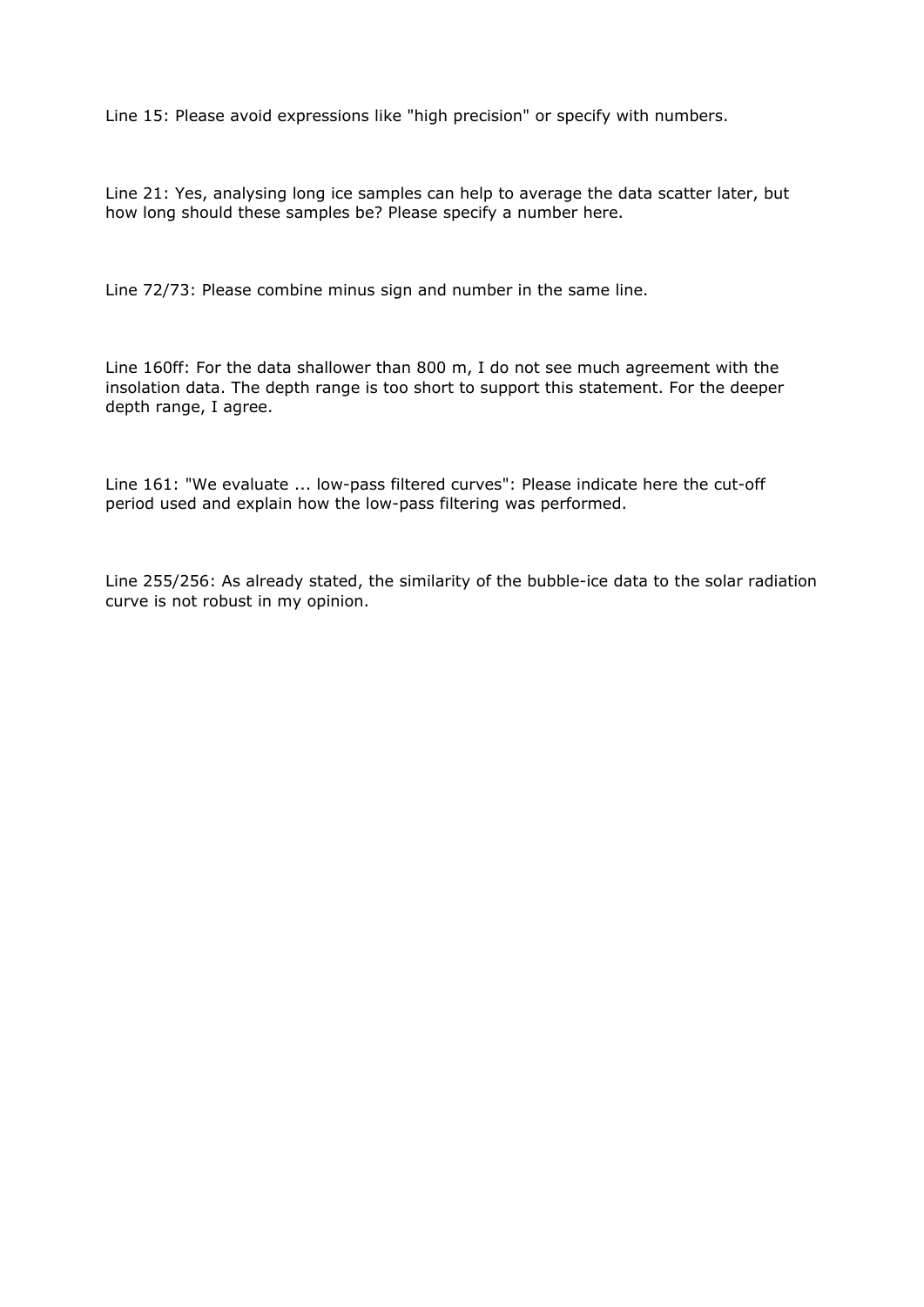Line 15: Please avoid expressions like "high precision" or specify with numbers.

Line 21: Yes, analysing long ice samples can help to average the data scatter later, but how long should these samples be? Please specify a number here.

Line 72/73: Please combine minus sign and number in the same line.

Line 160ff: For the data shallower than 800 m, I do not see much agreement with the insolation data. The depth range is too short to support this statement. For the deeper depth range, I agree.

Line 161: "We evaluate ... low-pass filtered curves": Please indicate here the cut-off period used and explain how the low-pass filtering was performed.

Line 255/256: As already stated, the similarity of the bubble-ice data to the solar radiation curve is not robust in my opinion.